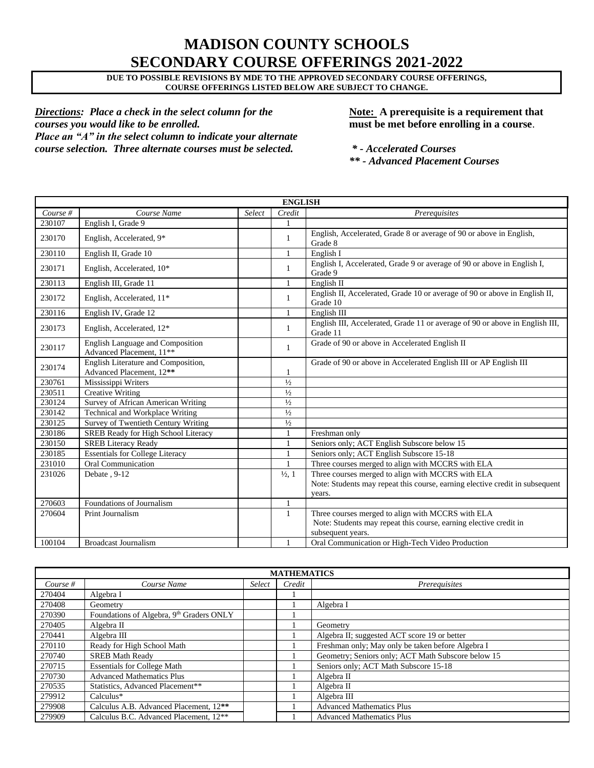# MADISON COUNTY SCHOOLS
# SECONDARY COURSE OFFERINGS 2021-2022

**DUE TO POSSIBLE REVISIONS BY MDE TO THE APPROVED SECONDARY COURSE OFFERINGS, COURSE OFFERINGS LISTED BELOW ARE SUBJECT TO CHANGE.**

***Directions:* Place a check in the select column for the courses you would like to be enrolled. Place an "A" in the select column to indicate your alternate course selection. Three alternate courses must be selected.**

**Note: A prerequisite is a requirement that must be met before enrolling in a course.**

***\* - Accelerated Courses***
***\*\* - Advanced Placement Courses***

| ENGLISH | | | | |
|---|---|---|---|---|
| *Course #* | *Course Name* | *Select* | *Credit* | *Prerequisites* |
| 230107 | English I, Grade 9 | | 1 | |
| 230170 | English, Accelerated, 9* | | 1 | English, Accelerated, Grade 8 or average of 90 or above in English, Grade 8 |
| 230110 | English II, Grade 10 | | 1 | English I |
| 230171 | English, Accelerated, 10* | | 1 | English I, Accelerated, Grade 9 or average of 90 or above in English I, Grade 9 |
| 230113 | English III, Grade 11 | | 1 | English II |
| 230172 | English, Accelerated, 11* | | 1 | English II, Accelerated, Grade 10 or average of 90 or above in English II, Grade 10 |
| 230116 | English IV, Grade 12 | | 1 | English III |
| 230173 | English, Accelerated, 12* | | 1 | English III, Accelerated, Grade 11 or average of 90 or above in English III, Grade 11 |
| 230117 | English Language and Composition Advanced Placement, 11** | | 1 | Grade of 90 or above in Accelerated English II |
| 230174 | English Literature and Composition, Advanced Placement, 12** | | 1 | Grade of 90 or above in Accelerated English III or AP English III |
| 230761 | Mississippi Writers | | ½ | |
| 230511 | Creative Writing | | ½ | |
| 230124 | Survey of African American Writing | | ½ | |
| 230142 | Technical and Workplace Writing | | ½ | |
| 230125 | Survey of Twentieth Century Writing | | ½ | |
| 230186 | SREB Ready for High School Literacy | | 1 | Freshman only |
| 230150 | SREB Literacy Ready | | 1 | Seniors only; ACT English Subscore below 15 |
| 230185 | Essentials for College Literacy | | 1 | Seniors only; ACT English Subscore 15-18 |
| 231010 | Oral Communication | | 1 | Three courses merged to align with MCCRS with ELA |
| 231026 | Debate , 9-12 | | ½, 1 | Three courses merged to align with MCCRS with ELA<br>Note: Students may repeat this course, earning elective credit in subsequent years. |
| 270603 | Foundations of Journalism | | 1 | |
| 270604 | Print Journalism | | 1 | Three courses merged to align with MCCRS with ELA<br>Note: Students may repeat this course, earning elective credit in subsequent years. |
| 100104 | Broadcast Journalism | | 1 | Oral Communication or High-Tech Video Production |

| MATHEMATICS | | | | |
|---|---|---|---|---|
| *Course #* | *Course Name* | *Select* | *Credit* | *Prerequisites* |
| 270404 | Algebra I | | 1 | |
| 270408 | Geometry | | 1 | Algebra I |
| 270390 | Foundations of Algebra, 9th Graders ONLY | | 1 | |
| 270405 | Algebra II | | 1 | Geometry |
| 270441 | Algebra III | | 1 | Algebra II; suggested ACT score 19 or better |
| 270110 | Ready for High School Math | | 1 | Freshman only; May only be taken before Algebra I |
| 270740 | SREB Math Ready | | 1 | Geometry; Seniors only; ACT Math Subscore below 15 |
| 270715 | Essentials for College Math | | 1 | Seniors only; ACT Math Subscore 15-18 |
| 270730 | Advanced Mathematics Plus | | 1 | Algebra II |
| 270535 | Statistics, Advanced Placement** | | 1 | Algebra II |
| 279912 | Calculus* | | 1 | Algebra III |
| 279908 | Calculus A.B. Advanced Placement, 12** | | 1 | Advanced Mathematics Plus |
| 279909 | Calculus B.C. Advanced Placement, 12** | | 1 | Advanced Mathematics Plus |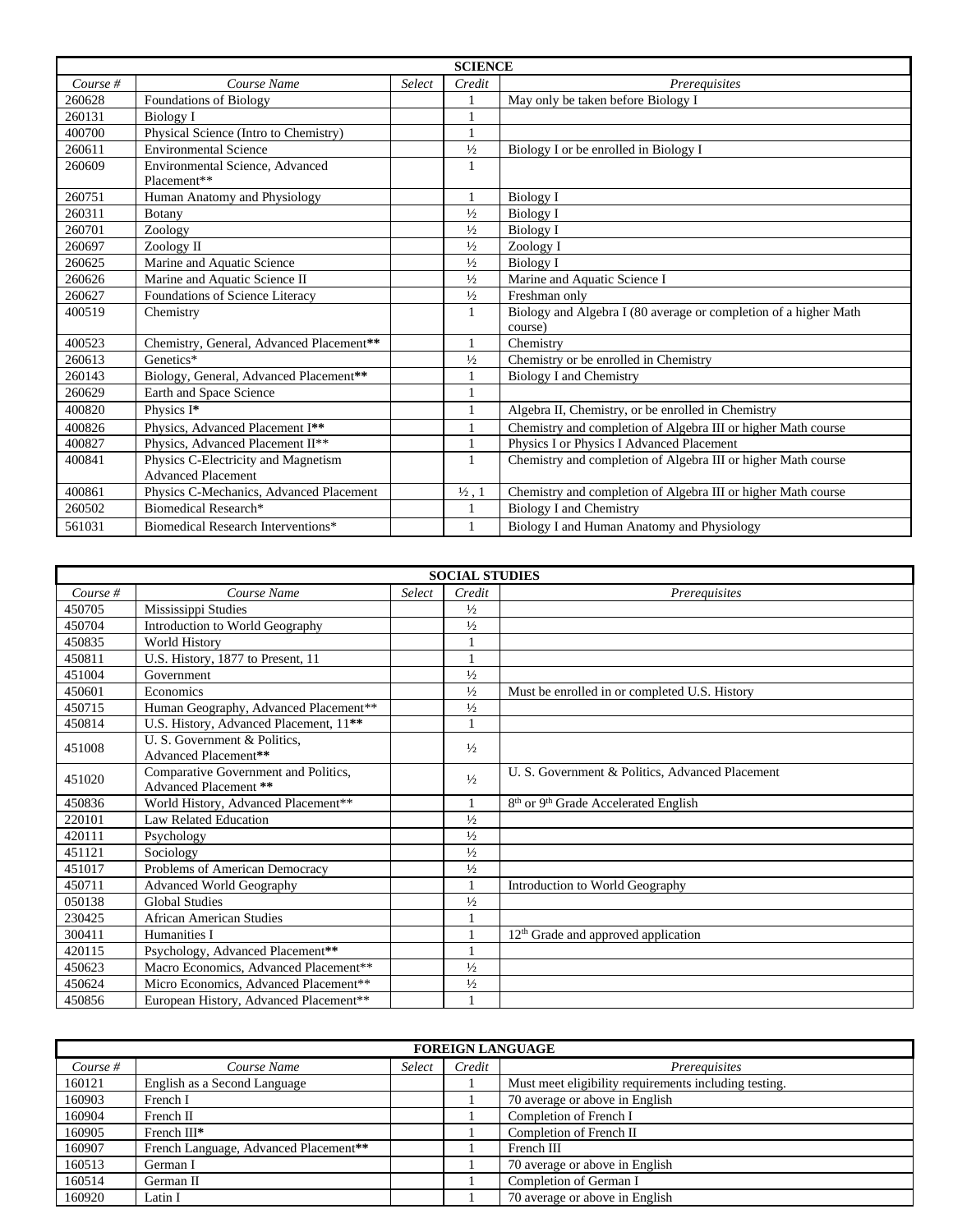| SCIENCE | | | | |
|---|---|---|---|---|
| *Course #* | *Course Name* | *Select* | *Credit* | *Prerequisites* |
| 260628 | Foundations of Biology | | 1 | May only be taken before Biology I |
| 260131 | Biology I | | 1 | |
| 400700 | Physical Science (Intro to Chemistry) | | 1 | |
| 260611 | Environmental Science | | ½ | Biology I or be enrolled in Biology I |
| 260609 | Environmental Science, Advanced Placement** | | 1 | |
| 260751 | Human Anatomy and Physiology | | 1 | Biology I |
| 260311 | Botany | | ½ | Biology I |
| 260701 | Zoology | | ½ | Biology I |
| 260697 | Zoology II | | ½ | Zoology I |
| 260625 | Marine and Aquatic Science | | ½ | Biology I |
| 260626 | Marine and Aquatic Science II | | ½ | Marine and Aquatic Science I |
| 260627 | Foundations of Science Literacy | | ½ | Freshman only |
| 400519 | Chemistry | | 1 | Biology and Algebra I (80 average or completion of a higher Math course) |
| 400523 | Chemistry, General, Advanced Placement** | | 1 | Chemistry |
| 260613 | Genetics* | | ½ | Chemistry or be enrolled in Chemistry |
| 260143 | Biology, General, Advanced Placement** | | 1 | Biology I and Chemistry |
| 260629 | Earth and Space Science | | 1 | |
| 400820 | Physics I* | | 1 | Algebra II, Chemistry, or be enrolled in Chemistry |
| 400826 | Physics, Advanced Placement I** | | 1 | Chemistry and completion of Algebra III or higher Math course |
| 400827 | Physics, Advanced Placement II** | | 1 | Physics I or Physics I Advanced Placement |
| 400841 | Physics C-Electricity and Magnetism Advanced Placement | | 1 | Chemistry and completion of Algebra III or higher Math course |
| 400861 | Physics C-Mechanics, Advanced Placement | | ½ , 1 | Chemistry and completion of Algebra III or higher Math course |
| 260502 | Biomedical Research* | | 1 | Biology I and Chemistry |
| 561031 | Biomedical Research Interventions* | | 1 | Biology I and Human Anatomy and Physiology |

| SOCIAL STUDIES | | | | |
|---|---|---|---|---|
| *Course #* | *Course Name* | *Select* | *Credit* | *Prerequisites* |
| 450705 | Mississippi Studies | | ½ | |
| 450704 | Introduction to World Geography | | ½ | |
| 450835 | World History | | 1 | |
| 450811 | U.S. History, 1877 to Present, 11 | | 1 | |
| 451004 | Government | | ½ | |
| 450601 | Economics | | ½ | Must be enrolled in or completed U.S. History |
| 450715 | Human Geography, Advanced Placement** | | ½ | |
| 450814 | U.S. History, Advanced Placement, 11** | | 1 | |
| 451008 | U. S. Government & Politics, Advanced Placement** | | ½ | |
| 451020 | Comparative Government and Politics, Advanced Placement ** | | ½ | U. S. Government & Politics, Advanced Placement |
| 450836 | World History, Advanced Placement** | | 1 | 8th or 9th Grade Accelerated English |
| 220101 | Law Related Education | | ½ | |
| 420111 | Psychology | | ½ | |
| 451121 | Sociology | | ½ | |
| 451017 | Problems of American Democracy | | ½ | |
| 450711 | Advanced World Geography | | 1 | Introduction to World Geography |
| 050138 | Global Studies | | ½ | |
| 230425 | African American Studies | | 1 | |
| 300411 | Humanities I | | 1 | 12th Grade and approved application |
| 420115 | Psychology, Advanced Placement** | | 1 | |
| 450623 | Macro Economics, Advanced Placement** | | ½ | |
| 450624 | Micro Economics, Advanced Placement** | | ½ | |
| 450856 | European History, Advanced Placement** | | 1 | |

| FOREIGN LANGUAGE | | | | |
|---|---|---|---|---|
| *Course #* | *Course Name* | *Select* | *Credit* | *Prerequisites* |
| 160121 | English as a Second Language | | 1 | Must meet eligibility requirements including testing. |
| 160903 | French I | | 1 | 70 average or above in English |
| 160904 | French II | | 1 | Completion of French I |
| 160905 | French III* | | 1 | Completion of French II |
| 160907 | French Language, Advanced Placement** | | 1 | French III |
| 160513 | German I | | 1 | 70 average or above in English |
| 160514 | German II | | 1 | Completion of German I |
| 160920 | Latin I | | 1 | 70 average or above in English |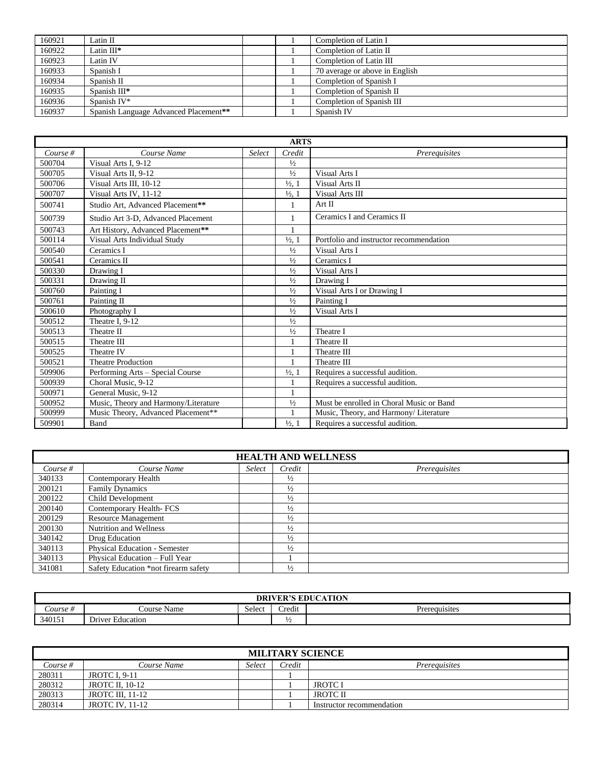| 160921 | Latin II | | 1 | Completion of Latin I |
|---|---|---|---|---|
| 160922 | Latin III* | | 1 | Completion of Latin II |
| 160923 | Latin IV | | 1 | Completion of Latin III |
| 160933 | Spanish I | | 1 | 70 average or above in English |
| 160934 | Spanish II | | 1 | Completion of Spanish I |
| 160935 | Spanish III* | | 1 | Completion of Spanish II |
| 160936 | Spanish IV* | | 1 | Completion of Spanish III |
| 160937 | Spanish Language Advanced Placement** | | 1 | Spanish IV |

| **ARTS** | | | | |
|---|---|---|---|---|
| *Course #* | *Course Name* | *Select* | *Credit* | *Prerequisites* |
| 500704 | Visual Arts I, 9-12 | | ½ | |
| 500705 | Visual Arts II, 9-12 | | ½ | Visual Arts I |
| 500706 | Visual Arts III, 10-12 | | ½, 1 | Visual Arts II |
| 500707 | Visual Arts IV, 11-12 | | ½, 1 | Visual Arts III |
| 500741 | Studio Art, Advanced Placement** | | 1 | Art II |
| 500739 | Studio Art 3-D, Advanced Placement | | 1 | Ceramics I and Ceramics II |
| 500743 | Art History, Advanced Placement** | | 1 | |
| 500114 | Visual Arts Individual Study | | ½, 1 | Portfolio and instructor recommendation |
| 500540 | Ceramics I | | ½ | Visual Arts I |
| 500541 | Ceramics II | | ½ | Ceramics I |
| 500330 | Drawing I | | ½ | Visual Arts I |
| 500331 | Drawing II | | ½ | Drawing I |
| 500760 | Painting I | | ½ | Visual Arts I or Drawing I |
| 500761 | Painting II | | ½ | Painting I |
| 500610 | Photography I | | ½ | Visual Arts I |
| 500512 | Theatre I, 9-12 | | ½ | |
| 500513 | Theatre II | | ½ | Theatre I |
| 500515 | Theatre III | | 1 | Theatre II |
| 500525 | Theatre IV | | 1 | Theatre III |
| 500521 | Theatre Production | | 1 | Theatre III |
| 509906 | Performing Arts – Special Course | | ½, 1 | Requires a successful audition. |
| 500939 | Choral Music, 9-12 | | 1 | Requires a successful audition. |
| 500971 | General Music, 9-12 | | 1 | |
| 500952 | Music, Theory and Harmony/Literature | | ½ | Must be enrolled in Choral Music or Band |
| 500999 | Music Theory, Advanced Placement** | | 1 | Music, Theory, and Harmony/ Literature |
| 509901 | Band | | ½, 1 | Requires a successful audition. |

| **HEALTH AND WELLNESS** | | | | |
|---|---|---|---|---|
| *Course #* | *Course Name* | *Select* | *Credit* | *Prerequisites* |
| 340133 | Contemporary Health | | ½ | |
| 200121 | Family Dynamics | | ½ | |
| 200122 | Child Development | | ½ | |
| 200140 | Contemporary Health- FCS | | ½ | |
| 200129 | Resource Management | | ½ | |
| 200130 | Nutrition and Wellness | | ½ | |
| 340142 | Drug Education | | ½ | |
| 340113 | Physical Education - Semester | | ½ | |
| 340113 | Physical Education – Full Year | | 1 | |
| 341081 | Safety Education *not firearm safety | | ½ | |

| **DRIVER'S EDUCATION** | | | | |
|---|---|---|---|---|
| *Course #* | Course Name | Select | Credit | Prerequisites |
| 340151 | Driver Education | | ½ | |

| **MILITARY SCIENCE** | | | | |
|---|---|---|---|---|
| *Course #* | *Course Name* | *Select* | *Credit* | *Prerequisites* |
| 280311 | JROTC I, 9-11 | | 1 | |
| 280312 | JROTC II, 10-12 | | 1 | JROTC I |
| 280313 | JROTC III, 11-12 | | 1 | JROTC II |
| 280314 | JROTC IV, 11-12 | | 1 | Instructor recommendation |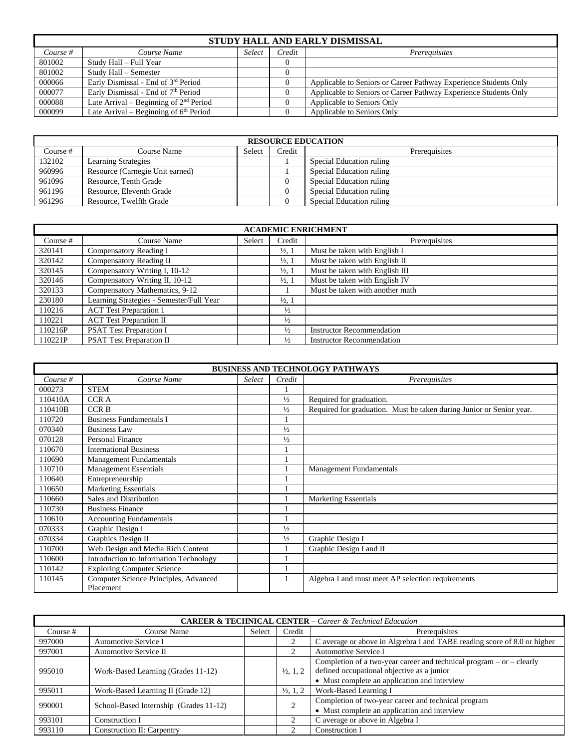| STUDY HALL AND EARLY DISMISSAL | | | | |
|---|---|---|---|---|
| *Course #* | *Course Name* | *Select* | *Credit* | *Prerequisites* |
| 801002 | Study Hall – Full Year | | 0 | |
| 801002 | Study Hall – Semester | | 0 | |
| 000066 | Early Dismissal - End of 3rd Period | | 0 | Applicable to Seniors or Career Pathway Experience Students Only |
| 000077 | Early Dismissal - End of 7th Period | | 0 | Applicable to Seniors or Career Pathway Experience Students Only |
| 000088 | Late Arrival – Beginning of 2nd Period | | 0 | Applicable to Seniors Only |
| 000099 | Late Arrival – Beginning of 6th Period | | 0 | Applicable to Seniors Only |

| RESOURCE EDUCATION | | | | |
|---|---|---|---|---|
| Course # | Course Name | Select | Credit | Prerequisites |
| 132102 | Learning Strategies | | 1 | Special Education ruling |
| 960996 | Resource (Carnegie Unit earned) | | 1 | Special Education ruling |
| 961096 | Resource, Tenth Grade | | 0 | Special Education ruling |
| 961196 | Resource, Eleventh Grade | | 0 | Special Education ruling |
| 961296 | Resource, Twelfth Grade | | 0 | Special Education ruling |

| ACADEMIC ENRICHMENT | | | | |
|---|---|---|---|---|
| Course # | Course Name | Select | Credit | Prerequisites |
| 320141 | Compensatory Reading I | | ½, 1 | Must be taken with English I |
| 320142 | Compensatory Reading II | | ½, 1 | Must be taken with English II |
| 320145 | Compensatory Writing I, 10-12 | | ½, 1 | Must be taken with English III |
| 320146 | Compensatory Writing II, 10-12 | | ½, 1 | Must be taken with English IV |
| 320133 | Compensatory Mathematics, 9-12 | | 1 | Must be taken with another math |
| 230180 | Learning Strategies - Semester/Full Year | | ½, 1 | |
| 110216 | ACT Test Preparation 1 | | ½ | |
| 110221 | ACT Test Preparation II | | ½ | |
| 110216P | PSAT Test Preparation I | | ½ | Instructor Recommendation |
| 110221P | PSAT Test Preparation II | | ½ | Instructor Recommendation |

| BUSINESS AND TECHNOLOGY PATHWAYS | | | | |
|---|---|---|---|---|
| *Course #* | *Course Name* | *Select* | *Credit* | *Prerequisites* |
| 000273 | STEM | | 1 | |
| 110410A | CCR A | | ½ | Required for graduation. |
| 110410B | CCR B | | ½ | Required for graduation. Must be taken during Junior or Senior year. |
| 110720 | Business Fundamentals I | | 1 | |
| 070340 | Business Law | | ½ | |
| 070128 | Personal Finance | | ½ | |
| 110670 | International Business | | 1 | |
| 110690 | Management Fundamentals | | 1 | |
| 110710 | Management Essentials | | 1 | Management Fundamentals |
| 110640 | Entrepreneurship | | 1 | |
| 110650 | Marketing Essentials | | 1 | |
| 110660 | Sales and Distribution | | 1 | Marketing Essentials |
| 110730 | Business Finance | | 1 | |
| 110610 | Accounting Fundamentals | | 1 | |
| 070333 | Graphic Design I | | ½ | |
| 070334 | Graphics Design II | | ½ | Graphic Design I |
| 110700 | Web Design and Media Rich Content | | 1 | Graphic Design I and II |
| 110600 | Introduction to Information Technology | | 1 | |
| 110142 | Exploring Computer Science | | 1 | |
| 110145 | Computer Science Principles, Advanced Placement | | 1 | Algebra I and must meet AP selection requirements |

| **CAREER & TECHNICAL CENTER** – *Career & Technical Education* | | | | |
|---|---|---|---|---|
| Course # | Course Name | Select | Credit | Prerequisites |
| 997000 | Automotive Service I | | 2 | C average or above in Algebra I and TABE reading score of 8.0 or higher |
| 997001 | Automotive Service II | | 2 | Automotive Service I |
| 995010 | Work-Based Learning (Grades 11-12) | | ½, 1, 2 | Completion of a two-year career and technical program – or – clearly defined occupational objective as a junior<br>• Must complete an application and interview |
| 995011 | Work-Based Learning II (Grade 12) | | ½, 1, 2 | Work-Based Learning I |
| 990001 | School-Based Internship (Grades 11-12) | | 2 | Completion of two-year career and technical program<br>• Must complete an application and interview |
| 993101 | Construction I | | 2 | C average or above in Algebra I |
| 993110 | Construction II: Carpentry | | 2 | Construction I |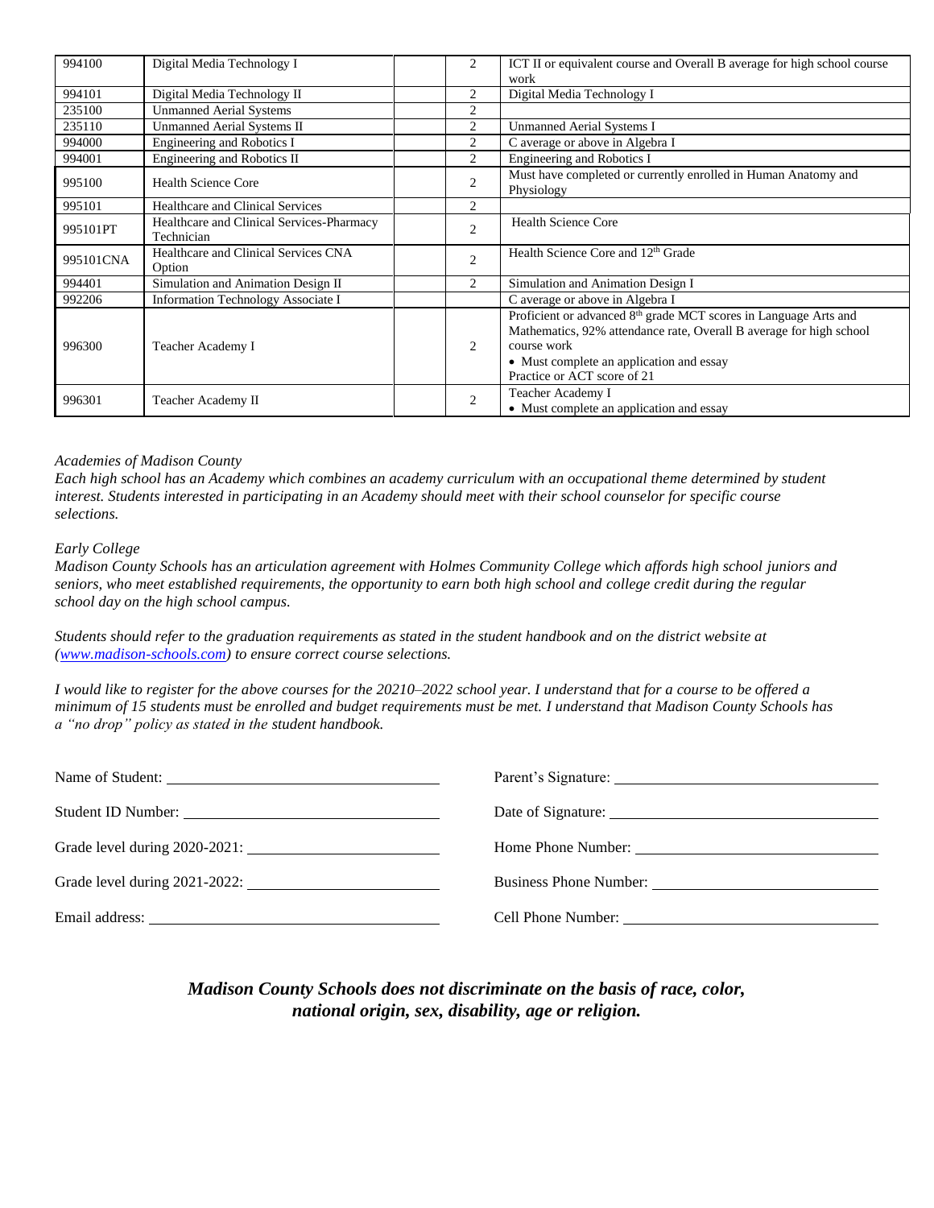| | | | | |
|---|---|---|---|---|
| 994100 | Digital Media Technology I | | 2 | ICT II or equivalent course and Overall B average for high school course work |
| 994101 | Digital Media Technology II | | 2 | Digital Media Technology I |
| 235100 | Unmanned Aerial Systems | | 2 | |
| 235110 | Unmanned Aerial Systems II | | 2 | Unmanned Aerial Systems I |
| 994000 | Engineering and Robotics I | | 2 | C average or above in Algebra I |
| 994001 | Engineering and Robotics II | | 2 | Engineering and Robotics I |
| 995100 | Health Science Core | | 2 | Must have completed or currently enrolled in Human Anatomy and Physiology |
| 995101 | Healthcare and Clinical Services | | 2 | |
| 995101PT | Healthcare and Clinical Services-Pharmacy Technician | | 2 | Health Science Core |
| 995101CNA | Healthcare and Clinical Services CNA Option | | 2 | Health Science Core and 12th Grade |
| 994401 | Simulation and Animation Design II | | 2 | Simulation and Animation Design I |
| 992206 | Information Technology Associate I | | | C average or above in Algebra I |
| 996300 | Teacher Academy I | | 2 | Proficient or advanced 8th grade MCT scores in Language Arts and Mathematics, 92% attendance rate, Overall B average for high school course work<br>• Must complete an application and essay<br>Practice or ACT score of 21 |
| 996301 | Teacher Academy II | | 2 | Teacher Academy I<br>• Must complete an application and essay |

*Academies of Madison County*

*Each high school has an Academy which combines an academy curriculum with an occupational theme determined by student interest. Students interested in participating in an Academy should meet with their school counselor for specific course selections.*

*Early College*

*Madison County Schools has an articulation agreement with Holmes Community College which affords high school juniors and seniors, who meet established requirements, the opportunity to earn both high school and college credit during the regular school day on the high school campus.*

*Students should refer to the graduation requirements as stated in the student handbook and on the district website at (www.madison-schools.com) to ensure correct course selections.*

*I would like to register for the above courses for the 20210–2022 school year. I understand that for a course to be offered a minimum of 15 students must be enrolled and budget requirements must be met. I understand that Madison County Schools has a "no drop" policy as stated in the student handbook.*

Name of Student: ______________________

Student ID Number: ______________________

Grade level during 2020-2021: ______________________

Grade level during 2021-2022: ______________________

Email address: ______________________

Parent's Signature: ______________________

Date of Signature: ______________________

Home Phone Number: ______________________

Business Phone Number: ______________________

Cell Phone Number: ______________________

***Madison County Schools does not discriminate on the basis of race, color, national origin, sex, disability, age or religion.***